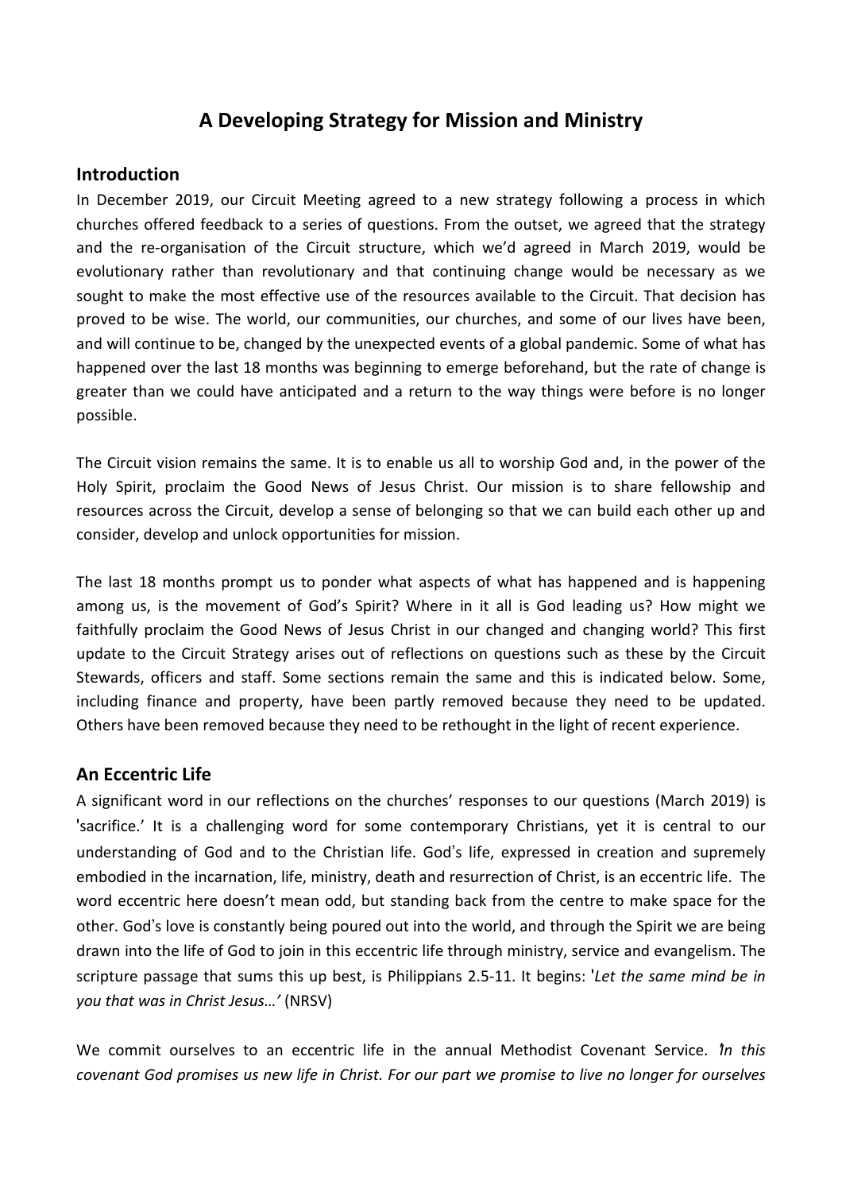# A Developing Strategy for Mission and Ministry

## Introduction

In December 2019, our Circuit Meeting agreed to a new strategy following a process in which churches offered feedback to a series of questions. From the outset, we agreed that the strategy and the re-organisation of the Circuit structure, which we'd agreed in March 2019, would be evolutionary rather than revolutionary and that continuing change would be necessary as we sought to make the most effective use of the resources available to the Circuit. That decision has proved to be wise. The world, our communities, our churches, and some of our lives have been, and will continue to be, changed by the unexpected events of a global pandemic. Some of what has happened over the last 18 months was beginning to emerge beforehand, but the rate of change is greater than we could have anticipated and a return to the way things were before is no longer possible.

The Circuit vision remains the same. It is to enable us all to worship God and, in the power of the Holy Spirit, proclaim the Good News of Jesus Christ. Our mission is to share fellowship and resources across the Circuit, develop a sense of belonging so that we can build each other up and consider, develop and unlock opportunities for mission.

The last 18 months prompt us to ponder what aspects of what has happened and is happening among us, is the movement of God's Spirit? Where in it all is God leading us? How might we faithfully proclaim the Good News of Jesus Christ in our changed and changing world? This first update to the Circuit Strategy arises out of reflections on questions such as these by the Circuit Stewards, officers and staff. Some sections remain the same and this is indicated below. Some, including finance and property, have been partly removed because they need to be updated. Others have been removed because they need to be rethought in the light of recent experience.

## An Eccentric Life

A significant word in our reflections on the churches' responses to our questions (March 2019) is 'sacrifice.' It is a challenging word for some contemporary Christians, yet it is central to our understanding of God and to the Christian life. God's life, expressed in creation and supremely embodied in the incarnation, life, ministry, death and resurrection of Christ, is an eccentric life. The word eccentric here doesn't mean odd, but standing back from the centre to make space for the other. God's love is constantly being poured out into the world, and through the Spirit we are being drawn into the life of God to join in this eccentric life through ministry, service and evangelism. The scripture passage that sums this up best, is Philippians 2.5-11. It begins: '*Let the same mind be in you that was in Christ Jesus…'* (NRSV)

We commit ourselves to an eccentric life in the annual Methodist Covenant Service. '*In this covenant God promises us new life in Christ. For our part we promise to live no longer for ourselves*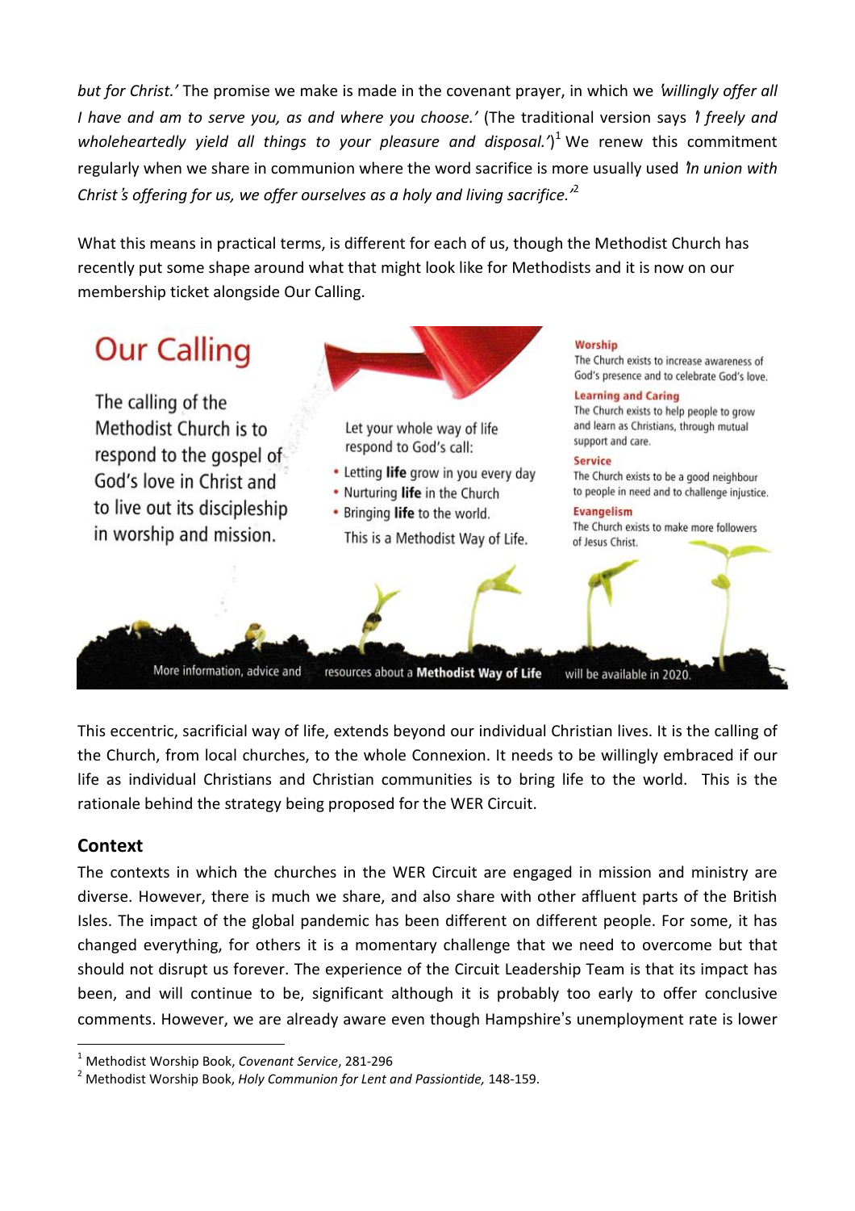*but for Christ.'* The promise we make is made in the covenant prayer, in which we *'willingly offer all I have and am to serve you, as and where you choose.'* (The traditional version says *'I freely and wholeheartedly yield all things to your pleasure and disposal.'*)[1] We renew this commitment regularly when we share in communion where the word sacrifice is more usually used *'In union with Christ's offering for us, we offer ourselves as a holy and living sacrifice.'*[2]

What this means in practical terms, is different for each of us, though the Methodist Church has recently put some shape around what that might look like for Methodists and it is now on our membership ticket alongside Our Calling.

## Our Calling

The calling of the Methodist Church is to respond to the gospel of God's love in Christ and to live out its discipleship in worship and mission.

Let your whole way of life respond to God's call:

- Letting **life** grow in you every day
- Nurturing **life** in the Church
- Bringing **life** to the world.

This is a Methodist Way of Life.

**Worship**
The Church exists to increase awareness of God's presence and to celebrate God's love.

**Learning and Caring**
The Church exists to help people to grow and learn as Christians, through mutual support and care.

**Service**
The Church exists to be a good neighbour to people in need and to challenge injustice.

**Evangelism**
The Church exists to make more followers of Jesus Christ.

More information, advice and resources about a **Methodist Way of Life** will be available in 2020.

This eccentric, sacrificial way of life, extends beyond our individual Christian lives. It is the calling of the Church, from local churches, to the whole Connexion. It needs to be willingly embraced if our life as individual Christians and Christian communities is to bring life to the world. This is the rationale behind the strategy being proposed for the WER Circuit.

### Context

The contexts in which the churches in the WER Circuit are engaged in mission and ministry are diverse. However, there is much we share, and also share with other affluent parts of the British Isles. The impact of the global pandemic has been different on different people. For some, it has changed everything, for others it is a momentary challenge that we need to overcome but that should not disrupt us forever. The experience of the Circuit Leadership Team is that its impact has been, and will continue to be, significant although it is probably too early to offer conclusive comments. However, we are already aware even though Hampshire's unemployment rate is lower

[1] Methodist Worship Book, *Covenant Service*, 281-296

[2] Methodist Worship Book, *Holy Communion for Lent and Passiontide,* 148-159.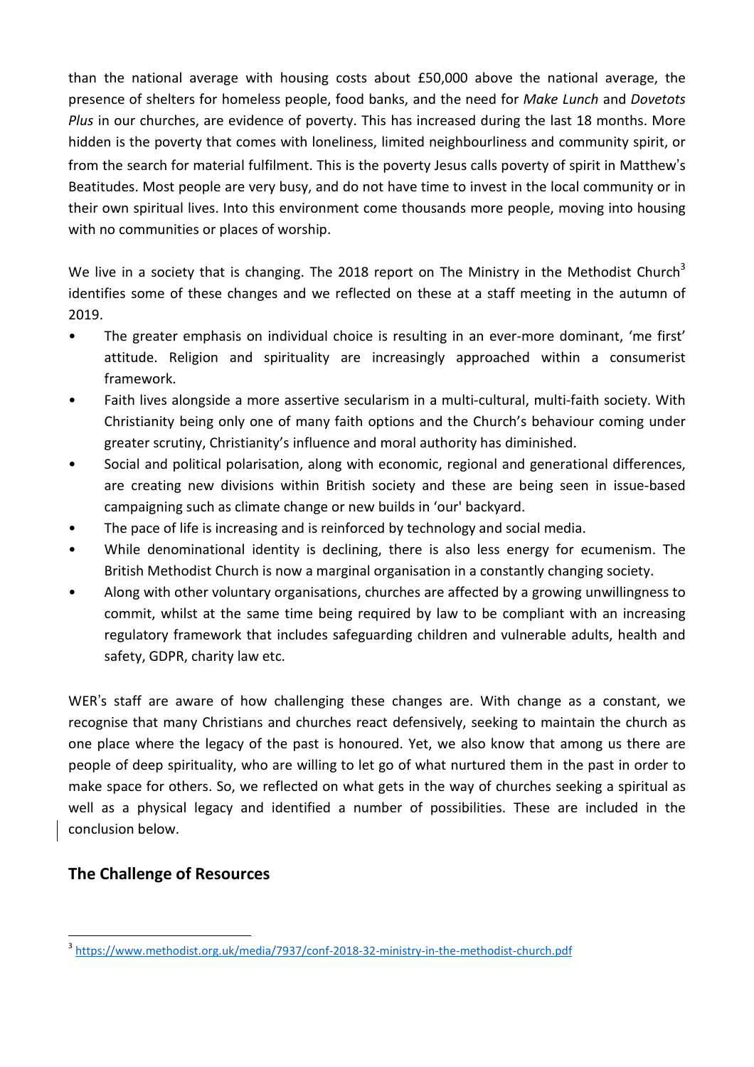than the national average with housing costs about £50,000 above the national average, the presence of shelters for homeless people, food banks, and the need for *Make Lunch* and *Dovetots Plus* in our churches, are evidence of poverty. This has increased during the last 18 months. More hidden is the poverty that comes with loneliness, limited neighbourliness and community spirit, or from the search for material fulfilment. This is the poverty Jesus calls poverty of spirit in Matthew's Beatitudes. Most people are very busy, and do not have time to invest in the local community or in their own spiritual lives. Into this environment come thousands more people, moving into housing with no communities or places of worship.

We live in a society that is changing. The 2018 report on The Ministry in the Methodist Church[3] identifies some of these changes and we reflected on these at a staff meeting in the autumn of 2019.

- The greater emphasis on individual choice is resulting in an ever-more dominant, 'me first' attitude. Religion and spirituality are increasingly approached within a consumerist framework.
- Faith lives alongside a more assertive secularism in a multi-cultural, multi-faith society. With Christianity being only one of many faith options and the Church's behaviour coming under greater scrutiny, Christianity's influence and moral authority has diminished.
- Social and political polarisation, along with economic, regional and generational differences, are creating new divisions within British society and these are being seen in issue-based campaigning such as climate change or new builds in 'our' backyard.
- The pace of life is increasing and is reinforced by technology and social media.
- While denominational identity is declining, there is also less energy for ecumenism. The British Methodist Church is now a marginal organisation in a constantly changing society.
- Along with other voluntary organisations, churches are affected by a growing unwillingness to commit, whilst at the same time being required by law to be compliant with an increasing regulatory framework that includes safeguarding children and vulnerable adults, health and safety, GDPR, charity law etc.

WER's staff are aware of how challenging these changes are. With change as a constant, we recognise that many Christians and churches react defensively, seeking to maintain the church as one place where the legacy of the past is honoured. Yet, we also know that among us there are people of deep spirituality, who are willing to let go of what nurtured them in the past in order to make space for others. So, we reflected on what gets in the way of churches seeking a spiritual as well as a physical legacy and identified a number of possibilities. These are included in the conclusion below.

## The Challenge of Resources

[3] https://www.methodist.org.uk/media/7937/conf-2018-32-ministry-in-the-methodist-church.pdf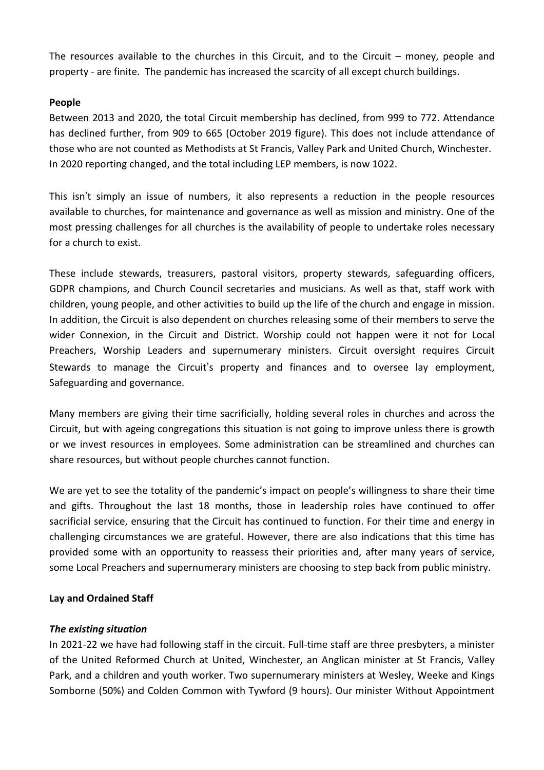The resources available to the churches in this Circuit, and to the Circuit – money, people and property - are finite. The pandemic has increased the scarcity of all except church buildings.

**People**

Between 2013 and 2020, the total Circuit membership has declined, from 999 to 772. Attendance has declined further, from 909 to 665 (October 2019 figure). This does not include attendance of those who are not counted as Methodists at St Francis, Valley Park and United Church, Winchester. In 2020 reporting changed, and the total including LEP members, is now 1022.

This isn't simply an issue of numbers, it also represents a reduction in the people resources available to churches, for maintenance and governance as well as mission and ministry. One of the most pressing challenges for all churches is the availability of people to undertake roles necessary for a church to exist.

These include stewards, treasurers, pastoral visitors, property stewards, safeguarding officers, GDPR champions, and Church Council secretaries and musicians. As well as that, staff work with children, young people, and other activities to build up the life of the church and engage in mission. In addition, the Circuit is also dependent on churches releasing some of their members to serve the wider Connexion, in the Circuit and District. Worship could not happen were it not for Local Preachers, Worship Leaders and supernumerary ministers. Circuit oversight requires Circuit Stewards to manage the Circuit's property and finances and to oversee lay employment, Safeguarding and governance.

Many members are giving their time sacrificially, holding several roles in churches and across the Circuit, but with ageing congregations this situation is not going to improve unless there is growth or we invest resources in employees. Some administration can be streamlined and churches can share resources, but without people churches cannot function.

We are yet to see the totality of the pandemic's impact on people's willingness to share their time and gifts. Throughout the last 18 months, those in leadership roles have continued to offer sacrificial service, ensuring that the Circuit has continued to function. For their time and energy in challenging circumstances we are grateful. However, there are also indications that this time has provided some with an opportunity to reassess their priorities and, after many years of service, some Local Preachers and supernumerary ministers are choosing to step back from public ministry.

**Lay and Ordained Staff**

***The existing situation***

In 2021-22 we have had following staff in the circuit. Full-time staff are three presbyters, a minister of the United Reformed Church at United, Winchester, an Anglican minister at St Francis, Valley Park, and a children and youth worker. Two supernumerary ministers at Wesley, Weeke and Kings Somborne (50%) and Colden Common with Tywford (9 hours). Our minister Without Appointment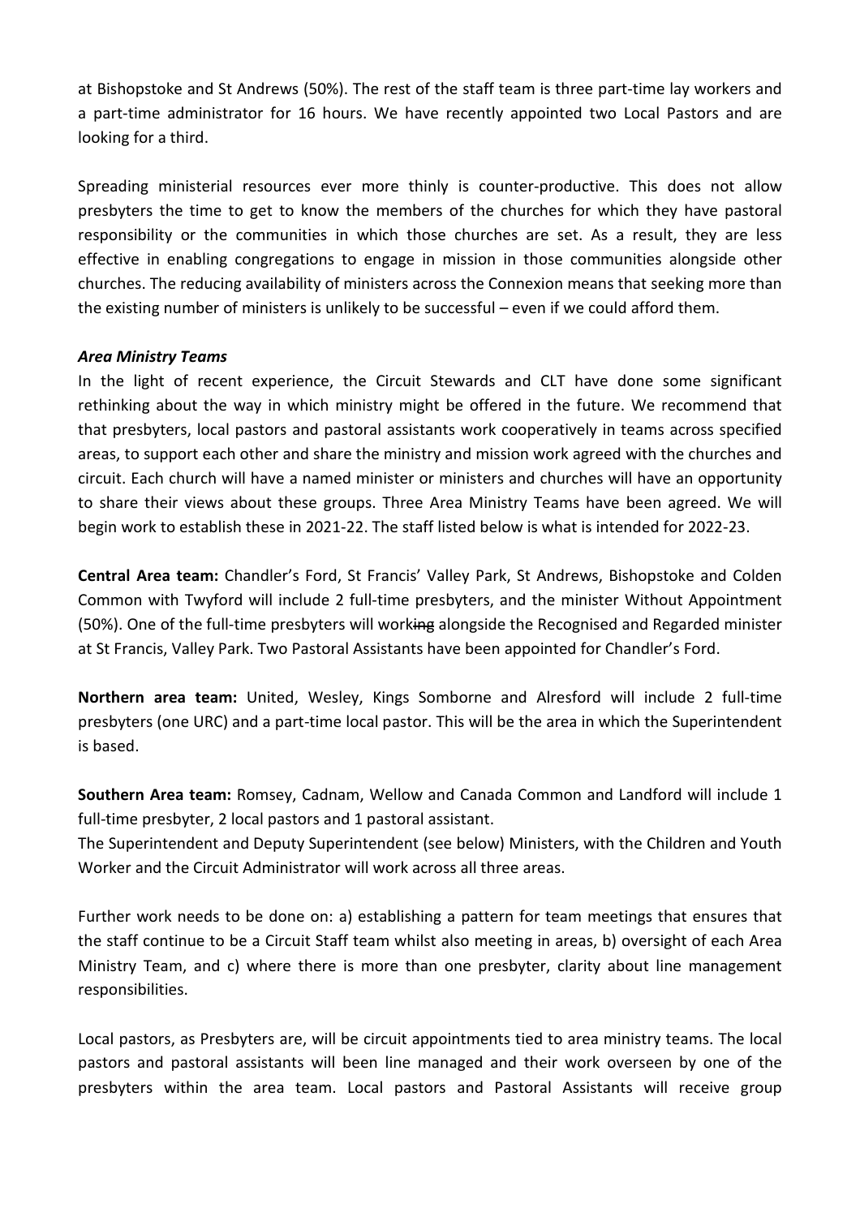at Bishopstoke and St Andrews (50%). The rest of the staff team is three part-time lay workers and a part-time administrator for 16 hours. We have recently appointed two Local Pastors and are looking for a third.

Spreading ministerial resources ever more thinly is counter-productive. This does not allow presbyters the time to get to know the members of the churches for which they have pastoral responsibility or the communities in which those churches are set. As a result, they are less effective in enabling congregations to engage in mission in those communities alongside other churches. The reducing availability of ministers across the Connexion means that seeking more than the existing number of ministers is unlikely to be successful – even if we could afford them.

***Area Ministry Teams***

In the light of recent experience, the Circuit Stewards and CLT have done some significant rethinking about the way in which ministry might be offered in the future. We recommend that that presbyters, local pastors and pastoral assistants work cooperatively in teams across specified areas, to support each other and share the ministry and mission work agreed with the churches and circuit. Each church will have a named minister or ministers and churches will have an opportunity to share their views about these groups. Three Area Ministry Teams have been agreed. We will begin work to establish these in 2021-22. The staff listed below is what is intended for 2022-23.

**Central Area team:** Chandler's Ford, St Francis' Valley Park, St Andrews, Bishopstoke and Colden Common with Twyford will include 2 full-time presbyters, and the minister Without Appointment (50%). One of the full-time presbyters will work~~ing~~ alongside the Recognised and Regarded minister at St Francis, Valley Park. Two Pastoral Assistants have been appointed for Chandler's Ford.

**Northern area team:** United, Wesley, Kings Somborne and Alresford will include 2 full-time presbyters (one URC) and a part-time local pastor. This will be the area in which the Superintendent is based.

**Southern Area team:** Romsey, Cadnam, Wellow and Canada Common and Landford will include 1 full-time presbyter, 2 local pastors and 1 pastoral assistant.

The Superintendent and Deputy Superintendent (see below) Ministers, with the Children and Youth Worker and the Circuit Administrator will work across all three areas.

Further work needs to be done on: a) establishing a pattern for team meetings that ensures that the staff continue to be a Circuit Staff team whilst also meeting in areas, b) oversight of each Area Ministry Team, and c) where there is more than one presbyter, clarity about line management responsibilities.

Local pastors, as Presbyters are, will be circuit appointments tied to area ministry teams. The local pastors and pastoral assistants will been line managed and their work overseen by one of the presbyters within the area team. Local pastors and Pastoral Assistants will receive group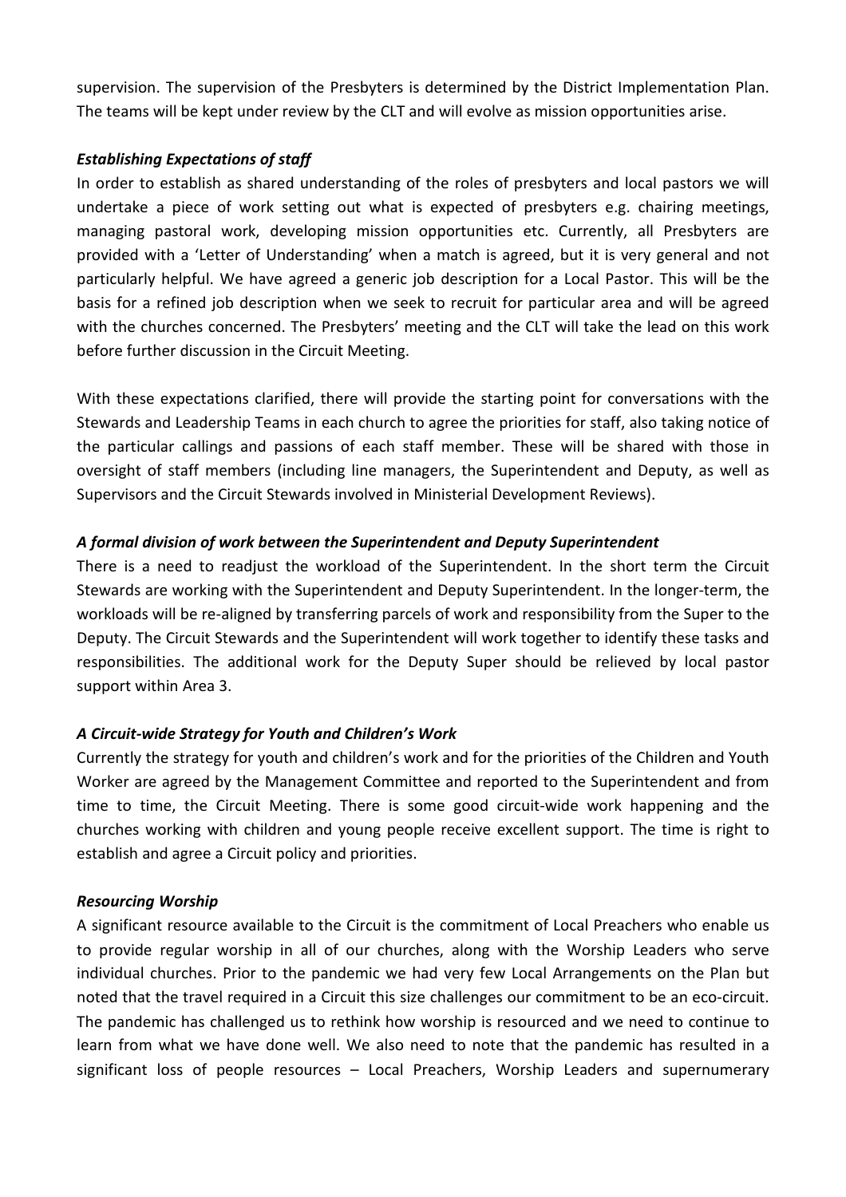supervision. The supervision of the Presbyters is determined by the District Implementation Plan. The teams will be kept under review by the CLT and will evolve as mission opportunities arise.

***Establishing Expectations of staff***

In order to establish as shared understanding of the roles of presbyters and local pastors we will undertake a piece of work setting out what is expected of presbyters e.g. chairing meetings, managing pastoral work, developing mission opportunities etc. Currently, all Presbyters are provided with a 'Letter of Understanding' when a match is agreed, but it is very general and not particularly helpful. We have agreed a generic job description for a Local Pastor. This will be the basis for a refined job description when we seek to recruit for particular area and will be agreed with the churches concerned. The Presbyters' meeting and the CLT will take the lead on this work before further discussion in the Circuit Meeting.

With these expectations clarified, there will provide the starting point for conversations with the Stewards and Leadership Teams in each church to agree the priorities for staff, also taking notice of the particular callings and passions of each staff member. These will be shared with those in oversight of staff members (including line managers, the Superintendent and Deputy, as well as Supervisors and the Circuit Stewards involved in Ministerial Development Reviews).

***A formal division of work between the Superintendent and Deputy Superintendent***

There is a need to readjust the workload of the Superintendent. In the short term the Circuit Stewards are working with the Superintendent and Deputy Superintendent. In the longer-term, the workloads will be re-aligned by transferring parcels of work and responsibility from the Super to the Deputy. The Circuit Stewards and the Superintendent will work together to identify these tasks and responsibilities. The additional work for the Deputy Super should be relieved by local pastor support within Area 3.

***A Circuit-wide Strategy for Youth and Children's Work***

Currently the strategy for youth and children's work and for the priorities of the Children and Youth Worker are agreed by the Management Committee and reported to the Superintendent and from time to time, the Circuit Meeting. There is some good circuit-wide work happening and the churches working with children and young people receive excellent support. The time is right to establish and agree a Circuit policy and priorities.

***Resourcing Worship***

A significant resource available to the Circuit is the commitment of Local Preachers who enable us to provide regular worship in all of our churches, along with the Worship Leaders who serve individual churches. Prior to the pandemic we had very few Local Arrangements on the Plan but noted that the travel required in a Circuit this size challenges our commitment to be an eco-circuit. The pandemic has challenged us to rethink how worship is resourced and we need to continue to learn from what we have done well. We also need to note that the pandemic has resulted in a significant loss of people resources – Local Preachers, Worship Leaders and supernumerary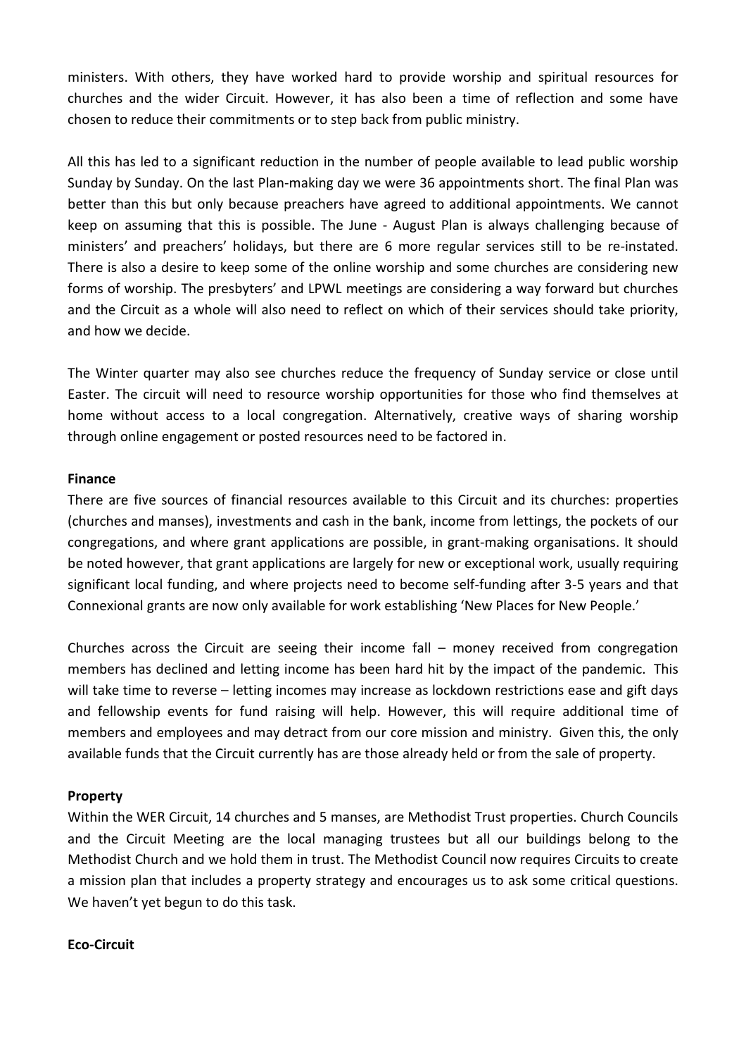ministers. With others, they have worked hard to provide worship and spiritual resources for churches and the wider Circuit. However, it has also been a time of reflection and some have chosen to reduce their commitments or to step back from public ministry.

All this has led to a significant reduction in the number of people available to lead public worship Sunday by Sunday. On the last Plan-making day we were 36 appointments short. The final Plan was better than this but only because preachers have agreed to additional appointments. We cannot keep on assuming that this is possible. The June - August Plan is always challenging because of ministers' and preachers' holidays, but there are 6 more regular services still to be re-instated. There is also a desire to keep some of the online worship and some churches are considering new forms of worship. The presbyters' and LPWL meetings are considering a way forward but churches and the Circuit as a whole will also need to reflect on which of their services should take priority, and how we decide.

The Winter quarter may also see churches reduce the frequency of Sunday service or close until Easter. The circuit will need to resource worship opportunities for those who find themselves at home without access to a local congregation. Alternatively, creative ways of sharing worship through online engagement or posted resources need to be factored in.

**Finance**

There are five sources of financial resources available to this Circuit and its churches: properties (churches and manses), investments and cash in the bank, income from lettings, the pockets of our congregations, and where grant applications are possible, in grant-making organisations. It should be noted however, that grant applications are largely for new or exceptional work, usually requiring significant local funding, and where projects need to become self-funding after 3-5 years and that Connexional grants are now only available for work establishing 'New Places for New People.'

Churches across the Circuit are seeing their income fall – money received from congregation members has declined and letting income has been hard hit by the impact of the pandemic. This will take time to reverse – letting incomes may increase as lockdown restrictions ease and gift days and fellowship events for fund raising will help. However, this will require additional time of members and employees and may detract from our core mission and ministry. Given this, the only available funds that the Circuit currently has are those already held or from the sale of property.

**Property**

Within the WER Circuit, 14 churches and 5 manses, are Methodist Trust properties. Church Councils and the Circuit Meeting are the local managing trustees but all our buildings belong to the Methodist Church and we hold them in trust. The Methodist Council now requires Circuits to create a mission plan that includes a property strategy and encourages us to ask some critical questions. We haven't yet begun to do this task.

**Eco-Circuit**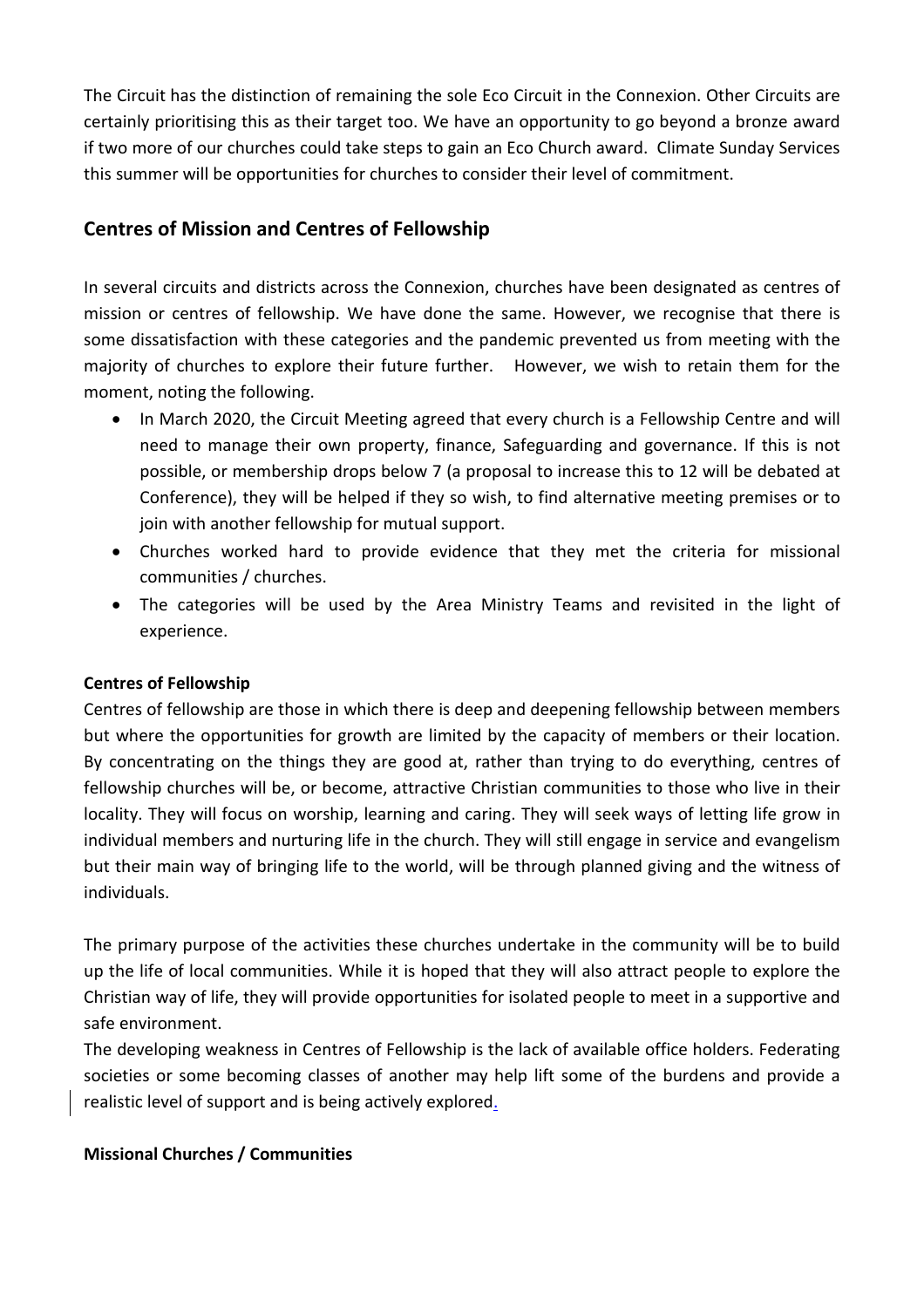The Circuit has the distinction of remaining the sole Eco Circuit in the Connexion. Other Circuits are certainly prioritising this as their target too. We have an opportunity to go beyond a bronze award if two more of our churches could take steps to gain an Eco Church award. Climate Sunday Services this summer will be opportunities for churches to consider their level of commitment.

## Centres of Mission and Centres of Fellowship

In several circuits and districts across the Connexion, churches have been designated as centres of mission or centres of fellowship. We have done the same. However, we recognise that there is some dissatisfaction with these categories and the pandemic prevented us from meeting with the majority of churches to explore their future further. However, we wish to retain them for the moment, noting the following.

- In March 2020, the Circuit Meeting agreed that every church is a Fellowship Centre and will need to manage their own property, finance, Safeguarding and governance. If this is not possible, or membership drops below 7 (a proposal to increase this to 12 will be debated at Conference), they will be helped if they so wish, to find alternative meeting premises or to join with another fellowship for mutual support.
- Churches worked hard to provide evidence that they met the criteria for missional communities / churches.
- The categories will be used by the Area Ministry Teams and revisited in the light of experience.

**Centres of Fellowship**

Centres of fellowship are those in which there is deep and deepening fellowship between members but where the opportunities for growth are limited by the capacity of members or their location. By concentrating on the things they are good at, rather than trying to do everything, centres of fellowship churches will be, or become, attractive Christian communities to those who live in their locality. They will focus on worship, learning and caring. They will seek ways of letting life grow in individual members and nurturing life in the church. They will still engage in service and evangelism but their main way of bringing life to the world, will be through planned giving and the witness of individuals.

The primary purpose of the activities these churches undertake in the community will be to build up the life of local communities. While it is hoped that they will also attract people to explore the Christian way of life, they will provide opportunities for isolated people to meet in a supportive and safe environment.

The developing weakness in Centres of Fellowship is the lack of available office holders. Federating societies or some becoming classes of another may help lift some of the burdens and provide a realistic level of support and is being actively explored.

**Missional Churches / Communities**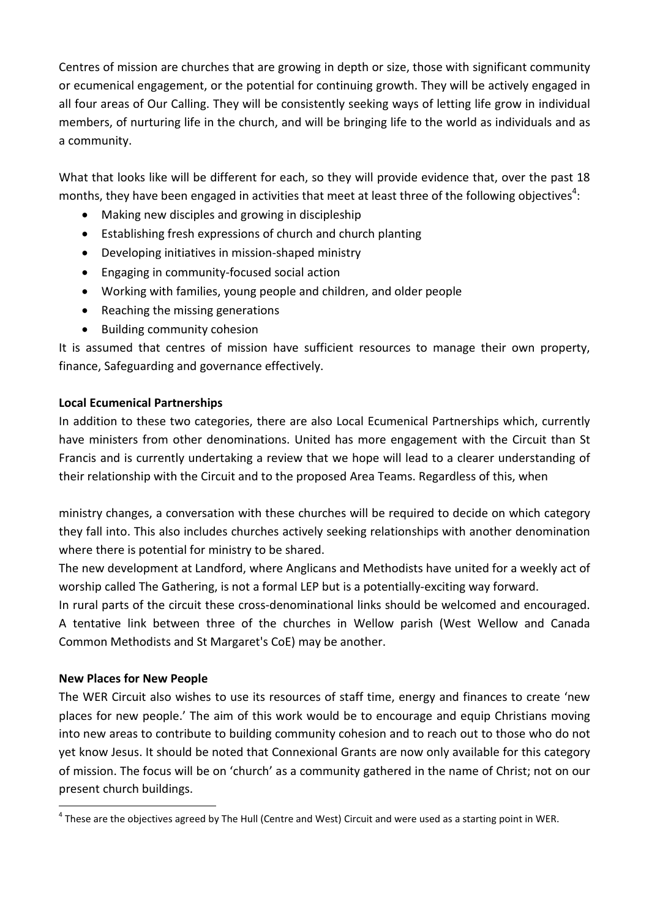Centres of mission are churches that are growing in depth or size, those with significant community or ecumenical engagement, or the potential for continuing growth. They will be actively engaged in all four areas of Our Calling. They will be consistently seeking ways of letting life grow in individual members, of nurturing life in the church, and will be bringing life to the world as individuals and as a community.

What that looks like will be different for each, so they will provide evidence that, over the past 18 months, they have been engaged in activities that meet at least three of the following objectives[4]:

- Making new disciples and growing in discipleship
- Establishing fresh expressions of church and church planting
- Developing initiatives in mission-shaped ministry
- Engaging in community-focused social action
- Working with families, young people and children, and older people
- Reaching the missing generations
- Building community cohesion

It is assumed that centres of mission have sufficient resources to manage their own property, finance, Safeguarding and governance effectively.

**Local Ecumenical Partnerships**

In addition to these two categories, there are also Local Ecumenical Partnerships which, currently have ministers from other denominations. United has more engagement with the Circuit than St Francis and is currently undertaking a review that we hope will lead to a clearer understanding of their relationship with the Circuit and to the proposed Area Teams. Regardless of this, when ministry changes, a conversation with these churches will be required to decide on which category they fall into. This also includes churches actively seeking relationships with another denomination where there is potential for ministry to be shared.

The new development at Landford, where Anglicans and Methodists have united for a weekly act of worship called The Gathering, is not a formal LEP but is a potentially-exciting way forward.

In rural parts of the circuit these cross-denominational links should be welcomed and encouraged. A tentative link between three of the churches in Wellow parish (West Wellow and Canada Common Methodists and St Margaret's CoE) may be another.

**New Places for New People**

The WER Circuit also wishes to use its resources of staff time, energy and finances to create 'new places for new people.' The aim of this work would be to encourage and equip Christians moving into new areas to contribute to building community cohesion and to reach out to those who do not yet know Jesus. It should be noted that Connexional Grants are now only available for this category of mission. The focus will be on 'church' as a community gathered in the name of Christ; not on our present church buildings.

[4] These are the objectives agreed by The Hull (Centre and West) Circuit and were used as a starting point in WER.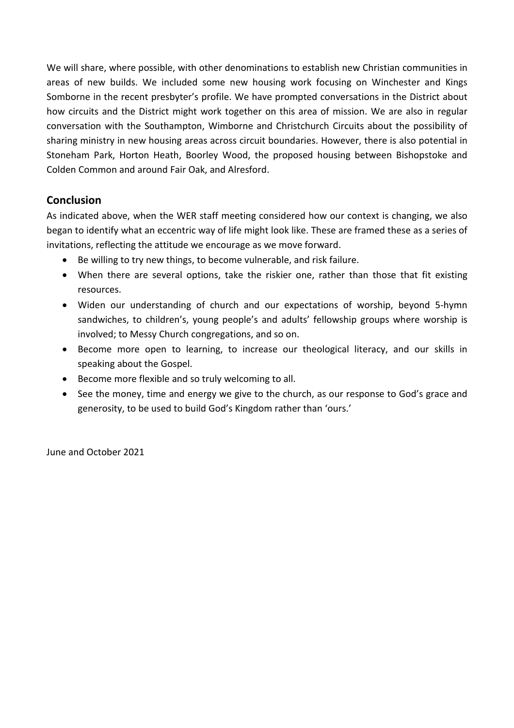We will share, where possible, with other denominations to establish new Christian communities in areas of new builds. We included some new housing work focusing on Winchester and Kings Somborne in the recent presbyter's profile. We have prompted conversations in the District about how circuits and the District might work together on this area of mission. We are also in regular conversation with the Southampton, Wimborne and Christchurch Circuits about the possibility of sharing ministry in new housing areas across circuit boundaries. However, there is also potential in Stoneham Park, Horton Heath, Boorley Wood, the proposed housing between Bishopstoke and Colden Common and around Fair Oak, and Alresford.

## Conclusion

As indicated above, when the WER staff meeting considered how our context is changing, we also began to identify what an eccentric way of life might look like. These are framed these as a series of invitations, reflecting the attitude we encourage as we move forward.

- Be willing to try new things, to become vulnerable, and risk failure.
- When there are several options, take the riskier one, rather than those that fit existing resources.
- Widen our understanding of church and our expectations of worship, beyond 5-hymn sandwiches, to children's, young people's and adults' fellowship groups where worship is involved; to Messy Church congregations, and so on.
- Become more open to learning, to increase our theological literacy, and our skills in speaking about the Gospel.
- Become more flexible and so truly welcoming to all.
- See the money, time and energy we give to the church, as our response to God's grace and generosity, to be used to build God's Kingdom rather than 'ours.'

June and October 2021